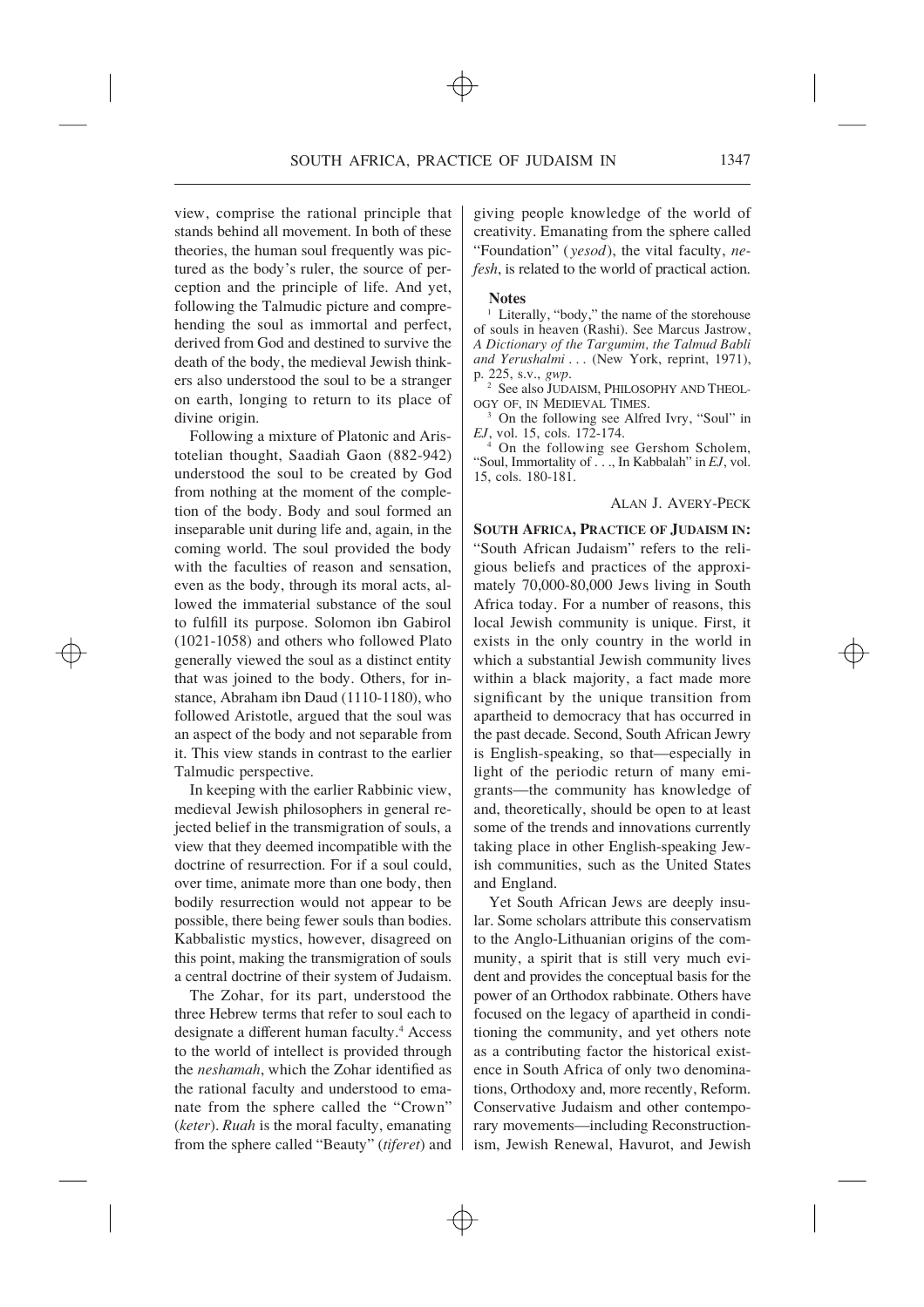view, comprise the rational principle that stands behind all movement. In both of these theories, the human soul frequently was pictured as the body's ruler, the source of perception and the principle of life. And yet, following the Talmudic picture and comprehending the soul as immortal and perfect, derived from God and destined to survive the death of the body, the medieval Jewish thinkers also understood the soul to be a stranger on earth, longing to return to its place of divine origin.

Following a mixture of Platonic and Aristotelian thought, Saadiah Gaon (882-942) understood the soul to be created by God from nothing at the moment of the completion of the body. Body and soul formed an inseparable unit during life and, again, in the coming world. The soul provided the body with the faculties of reason and sensation, even as the body, through its moral acts, allowed the immaterial substance of the soul to fulfill its purpose. Solomon ibn Gabirol (1021-1058) and others who followed Plato generally viewed the soul as a distinct entity that was joined to the body. Others, for instance, Abraham ibn Daud (1110-1180), who followed Aristotle, argued that the soul was an aspect of the body and not separable from it. This view stands in contrast to the earlier Talmudic perspective.

In keeping with the earlier Rabbinic view, medieval Jewish philosophers in general rejected belief in the transmigration of souls, a view that they deemed incompatible with the doctrine of resurrection. For if a soul could, over time, animate more than one body, then bodily resurrection would not appear to be possible, there being fewer souls than bodies. Kabbalistic mystics, however, disagreed on this point, making the transmigration of souls a central doctrine of their system of Judaism.

The Zohar, for its part, understood the three Hebrew terms that refer to soul each to designate a different human faculty.[4] Access to the world of intellect is provided through the *neshamah*, which the Zohar identified as the rational faculty and understood to emanate from the sphere called the "Crown" (*keter*). *Ruah* is the moral faculty, emanating from the sphere called "Beauty" (*tiferet*) and giving people knowledge of the world of creativity. Emanating from the sphere called "Foundation" (*yesod*), the vital faculty, *nefesh*, is related to the world of practical action.

**Notes**

[1] Literally, "body," the name of the storehouse of souls in heaven (Rashi). See Marcus Jastrow, *A Dictionary of the Targumim, the Talmud Babli and Yerushalmi* . . . (New York, reprint, 1971), p. 225, s.v., *gwp*.

[2] See also JUDAISM, PHILOSOPHY AND THEOLOGY OF, IN MEDIEVAL TIMES.

[3] On the following see Alfred Ivry, "Soul" in *EJ*, vol. 15, cols. 172-174.

[4] On the following see Gershom Scholem, "Soul, Immortality of . . ., In Kabbalah" in *EJ*, vol. 15, cols. 180-181.

ALAN J. AVERY-PECK

**SOUTH AFRICA, PRACTICE OF JUDAISM IN:** "South African Judaism" refers to the religious beliefs and practices of the approximately 70,000-80,000 Jews living in South Africa today. For a number of reasons, this local Jewish community is unique. First, it exists in the only country in the world in which a substantial Jewish community lives within a black majority, a fact made more significant by the unique transition from apartheid to democracy that has occurred in the past decade. Second, South African Jewry is English-speaking, so that—especially in light of the periodic return of many emigrants—the community has knowledge of and, theoretically, should be open to at least some of the trends and innovations currently taking place in other English-speaking Jewish communities, such as the United States and England.

Yet South African Jews are deeply insular. Some scholars attribute this conservatism to the Anglo-Lithuanian origins of the community, a spirit that is still very much evident and provides the conceptual basis for the power of an Orthodox rabbinate. Others have focused on the legacy of apartheid in conditioning the community, and yet others note as a contributing factor the historical existence in South Africa of only two denominations, Orthodoxy and, more recently, Reform. Conservative Judaism and other contemporary movements—including Reconstructionism, Jewish Renewal, Havurot, and Jewish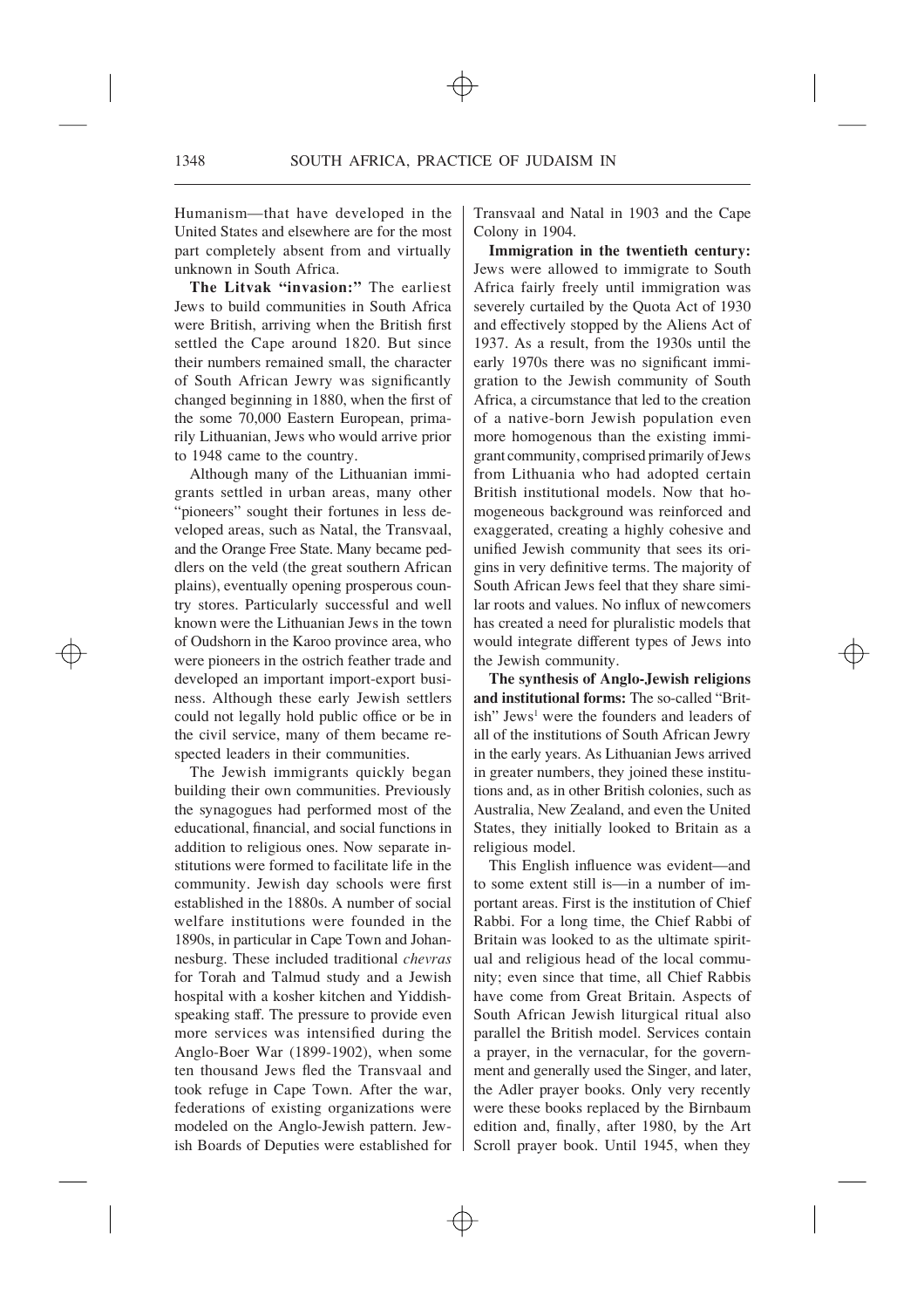Humanism—that have developed in the United States and elsewhere are for the most part completely absent from and virtually unknown in South Africa.

**The Litvak "invasion:"** The earliest Jews to build communities in South Africa were British, arriving when the British first settled the Cape around 1820. But since their numbers remained small, the character of South African Jewry was significantly changed beginning in 1880, when the first of the some 70,000 Eastern European, primarily Lithuanian, Jews who would arrive prior to 1948 came to the country.

Although many of the Lithuanian immigrants settled in urban areas, many other "pioneers" sought their fortunes in less developed areas, such as Natal, the Transvaal, and the Orange Free State. Many became peddlers on the veld (the great southern African plains), eventually opening prosperous country stores. Particularly successful and well known were the Lithuanian Jews in the town of Oudshorn in the Karoo province area, who were pioneers in the ostrich feather trade and developed an important import-export business. Although these early Jewish settlers could not legally hold public office or be in the civil service, many of them became respected leaders in their communities.

The Jewish immigrants quickly began building their own communities. Previously the synagogues had performed most of the educational, financial, and social functions in addition to religious ones. Now separate institutions were formed to facilitate life in the community. Jewish day schools were first established in the 1880s. A number of social welfare institutions were founded in the 1890s, in particular in Cape Town and Johannesburg. These included traditional *chevras* for Torah and Talmud study and a Jewish hospital with a kosher kitchen and Yiddish-speaking staff. The pressure to provide even more services was intensified during the Anglo-Boer War (1899-1902), when some ten thousand Jews fled the Transvaal and took refuge in Cape Town. After the war, federations of existing organizations were modeled on the Anglo-Jewish pattern. Jewish Boards of Deputies were established for Transvaal and Natal in 1903 and the Cape Colony in 1904.

**Immigration in the twentieth century:** Jews were allowed to immigrate to South Africa fairly freely until immigration was severely curtailed by the Quota Act of 1930 and effectively stopped by the Aliens Act of 1937. As a result, from the 1930s until the early 1970s there was no significant immigration to the Jewish community of South Africa, a circumstance that led to the creation of a native-born Jewish population even more homogenous than the existing immigrant community, comprised primarily of Jews from Lithuania who had adopted certain British institutional models. Now that homogeneous background was reinforced and exaggerated, creating a highly cohesive and unified Jewish community that sees its origins in very definitive terms. The majority of South African Jews feel that they share similar roots and values. No influx of newcomers has created a need for pluralistic models that would integrate different types of Jews into the Jewish community.

**The synthesis of Anglo-Jewish religions and institutional forms:** The so-called "British" Jews[1] were the founders and leaders of all of the institutions of South African Jewry in the early years. As Lithuanian Jews arrived in greater numbers, they joined these institutions and, as in other British colonies, such as Australia, New Zealand, and even the United States, they initially looked to Britain as a religious model.

This English influence was evident—and to some extent still is—in a number of important areas. First is the institution of Chief Rabbi. For a long time, the Chief Rabbi of Britain was looked to as the ultimate spiritual and religious head of the local community; even since that time, all Chief Rabbis have come from Great Britain. Aspects of South African Jewish liturgical ritual also parallel the British model. Services contain a prayer, in the vernacular, for the government and generally used the Singer, and later, the Adler prayer books. Only very recently were these books replaced by the Birnbaum edition and, finally, after 1980, by the Art Scroll prayer book. Until 1945, when they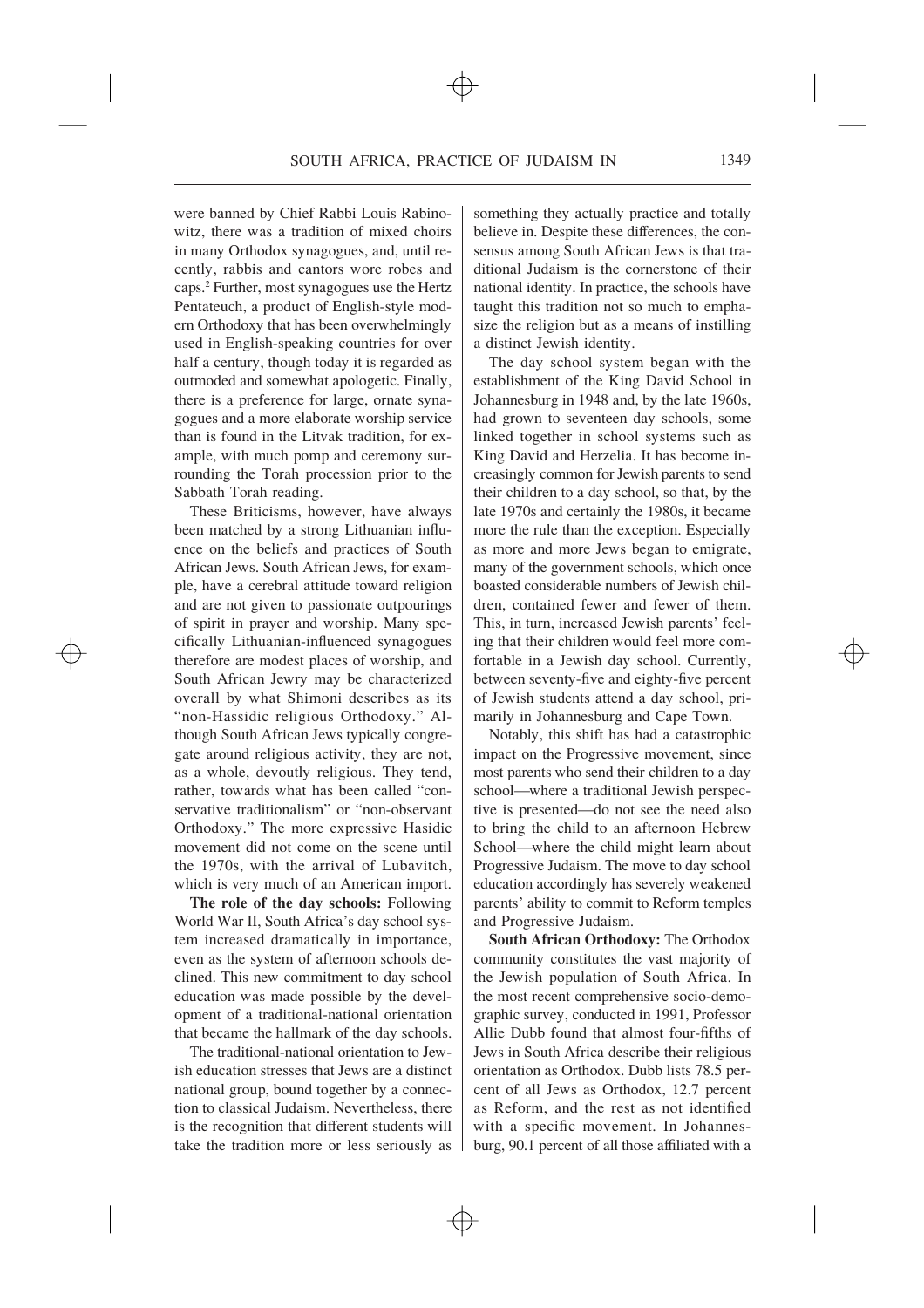were banned by Chief Rabbi Louis Rabinowitz, there was a tradition of mixed choirs in many Orthodox synagogues, and, until recently, rabbis and cantors wore robes and caps.[2] Further, most synagogues use the Hertz Pentateuch, a product of English-style modern Orthodoxy that has been overwhelmingly used in English-speaking countries for over half a century, though today it is regarded as outmoded and somewhat apologetic. Finally, there is a preference for large, ornate synagogues and a more elaborate worship service than is found in the Litvak tradition, for example, with much pomp and ceremony surrounding the Torah procession prior to the Sabbath Torah reading.

These Briticisms, however, have always been matched by a strong Lithuanian influence on the beliefs and practices of South African Jews. South African Jews, for example, have a cerebral attitude toward religion and are not given to passionate outpourings of spirit in prayer and worship. Many specifically Lithuanian-influenced synagogues therefore are modest places of worship, and South African Jewry may be characterized overall by what Shimoni describes as its "non-Hassidic religious Orthodoxy." Although South African Jews typically congregate around religious activity, they are not, as a whole, devoutly religious. They tend, rather, towards what has been called "conservative traditionalism" or "non-observant Orthodoxy." The more expressive Hasidic movement did not come on the scene until the 1970s, with the arrival of Lubavitch, which is very much of an American import.

**The role of the day schools:** Following World War II, South Africa's day school system increased dramatically in importance, even as the system of afternoon schools declined. This new commitment to day school education was made possible by the development of a traditional-national orientation that became the hallmark of the day schools.

The traditional-national orientation to Jewish education stresses that Jews are a distinct national group, bound together by a connection to classical Judaism. Nevertheless, there is the recognition that different students will take the tradition more or less seriously as something they actually practice and totally believe in. Despite these differences, the consensus among South African Jews is that traditional Judaism is the cornerstone of their national identity. In practice, the schools have taught this tradition not so much to emphasize the religion but as a means of instilling a distinct Jewish identity.

The day school system began with the establishment of the King David School in Johannesburg in 1948 and, by the late 1960s, had grown to seventeen day schools, some linked together in school systems such as King David and Herzelia. It has become increasingly common for Jewish parents to send their children to a day school, so that, by the late 1970s and certainly the 1980s, it became more the rule than the exception. Especially as more and more Jews began to emigrate, many of the government schools, which once boasted considerable numbers of Jewish children, contained fewer and fewer of them. This, in turn, increased Jewish parents' feeling that their children would feel more comfortable in a Jewish day school. Currently, between seventy-five and eighty-five percent of Jewish students attend a day school, primarily in Johannesburg and Cape Town.

Notably, this shift has had a catastrophic impact on the Progressive movement, since most parents who send their children to a day school—where a traditional Jewish perspective is presented—do not see the need also to bring the child to an afternoon Hebrew School—where the child might learn about Progressive Judaism. The move to day school education accordingly has severely weakened parents' ability to commit to Reform temples and Progressive Judaism.

**South African Orthodoxy:** The Orthodox community constitutes the vast majority of the Jewish population of South Africa. In the most recent comprehensive socio-demographic survey, conducted in 1991, Professor Allie Dubb found that almost four-fifths of Jews in South Africa describe their religious orientation as Orthodox. Dubb lists 78.5 percent of all Jews as Orthodox, 12.7 percent as Reform, and the rest as not identified with a specific movement. In Johannesburg, 90.1 percent of all those affiliated with a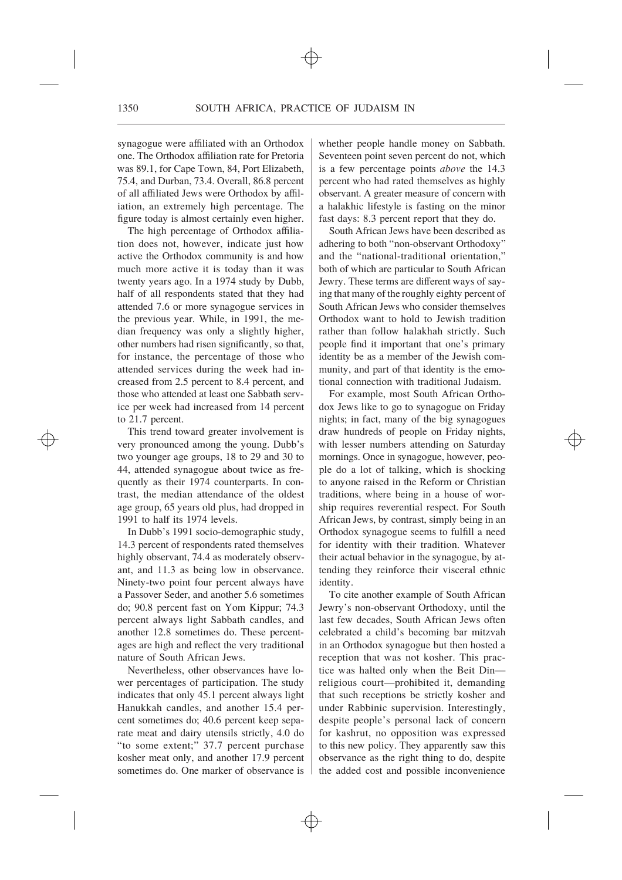synagogue were affiliated with an Orthodox one. The Orthodox affiliation rate for Pretoria was 89.1, for Cape Town, 84, Port Elizabeth, 75.4, and Durban, 73.4. Overall, 86.8 percent of all affiliated Jews were Orthodox by affiliation, an extremely high percentage. The figure today is almost certainly even higher.

The high percentage of Orthodox affiliation does not, however, indicate just how active the Orthodox community is and how much more active it is today than it was twenty years ago. In a 1974 study by Dubb, half of all respondents stated that they had attended 7.6 or more synagogue services in the previous year. While, in 1991, the median frequency was only a slightly higher, other numbers had risen significantly, so that, for instance, the percentage of those who attended services during the week had increased from 2.5 percent to 8.4 percent, and those who attended at least one Sabbath service per week had increased from 14 percent to 21.7 percent.

This trend toward greater involvement is very pronounced among the young. Dubb's two younger age groups, 18 to 29 and 30 to 44, attended synagogue about twice as frequently as their 1974 counterparts. In contrast, the median attendance of the oldest age group, 65 years old plus, had dropped in 1991 to half its 1974 levels.

In Dubb's 1991 socio-demographic study, 14.3 percent of respondents rated themselves highly observant, 74.4 as moderately observant, and 11.3 as being low in observance. Ninety-two point four percent always have a Passover Seder, and another 5.6 sometimes do; 90.8 percent fast on Yom Kippur; 74.3 percent always light Sabbath candles, and another 12.8 sometimes do. These percentages are high and reflect the very traditional nature of South African Jews.

Nevertheless, other observances have lower percentages of participation. The study indicates that only 45.1 percent always light Hanukkah candles, and another 15.4 percent sometimes do; 40.6 percent keep separate meat and dairy utensils strictly, 4.0 do "to some extent;" 37.7 percent purchase kosher meat only, and another 17.9 percent sometimes do. One marker of observance is whether people handle money on Sabbath. Seventeen point seven percent do not, which is a few percentage points *above* the 14.3 percent who had rated themselves as highly observant. A greater measure of concern with a halakhic lifestyle is fasting on the minor fast days: 8.3 percent report that they do.

South African Jews have been described as adhering to both "non-observant Orthodoxy" and the "national-traditional orientation," both of which are particular to South African Jewry. These terms are different ways of saying that many of the roughly eighty percent of South African Jews who consider themselves Orthodox want to hold to Jewish tradition rather than follow halakhah strictly. Such people find it important that one's primary identity be as a member of the Jewish community, and part of that identity is the emotional connection with traditional Judaism.

For example, most South African Orthodox Jews like to go to synagogue on Friday nights; in fact, many of the big synagogues draw hundreds of people on Friday nights, with lesser numbers attending on Saturday mornings. Once in synagogue, however, people do a lot of talking, which is shocking to anyone raised in the Reform or Christian traditions, where being in a house of worship requires reverential respect. For South African Jews, by contrast, simply being in an Orthodox synagogue seems to fulfill a need for identity with their tradition. Whatever their actual behavior in the synagogue, by attending they reinforce their visceral ethnic identity.

To cite another example of South African Jewry's non-observant Orthodoxy, until the last few decades, South African Jews often celebrated a child's becoming bar mitzvah in an Orthodox synagogue but then hosted a reception that was not kosher. This practice was halted only when the Beit Din—religious court—prohibited it, demanding that such receptions be strictly kosher and under Rabbinic supervision. Interestingly, despite people's personal lack of concern for kashrut, no opposition was expressed to this new policy. They apparently saw this observance as the right thing to do, despite the added cost and possible inconvenience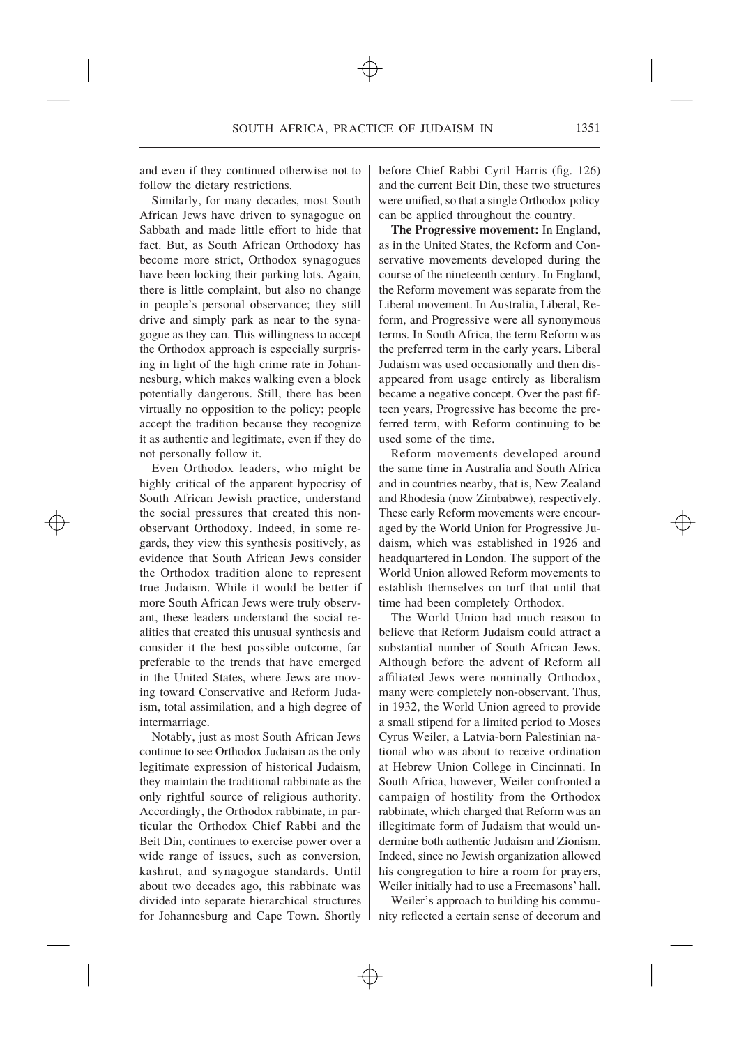and even if they continued otherwise not to follow the dietary restrictions.

Similarly, for many decades, most South African Jews have driven to synagogue on Sabbath and made little effort to hide that fact. But, as South African Orthodoxy has become more strict, Orthodox synagogues have been locking their parking lots. Again, there is little complaint, but also no change in people's personal observance; they still drive and simply park as near to the synagogue as they can. This willingness to accept the Orthodox approach is especially surprising in light of the high crime rate in Johannesburg, which makes walking even a block potentially dangerous. Still, there has been virtually no opposition to the policy; people accept the tradition because they recognize it as authentic and legitimate, even if they do not personally follow it.

Even Orthodox leaders, who might be highly critical of the apparent hypocrisy of South African Jewish practice, understand the social pressures that created this non-observant Orthodoxy. Indeed, in some regards, they view this synthesis positively, as evidence that South African Jews consider the Orthodox tradition alone to represent true Judaism. While it would be better if more South African Jews were truly observant, these leaders understand the social realities that created this unusual synthesis and consider it the best possible outcome, far preferable to the trends that have emerged in the United States, where Jews are moving toward Conservative and Reform Judaism, total assimilation, and a high degree of intermarriage.

Notably, just as most South African Jews continue to see Orthodox Judaism as the only legitimate expression of historical Judaism, they maintain the traditional rabbinate as the only rightful source of religious authority. Accordingly, the Orthodox rabbinate, in particular the Orthodox Chief Rabbi and the Beit Din, continues to exercise power over a wide range of issues, such as conversion, kashrut, and synagogue standards. Until about two decades ago, this rabbinate was divided into separate hierarchical structures for Johannesburg and Cape Town. Shortly before Chief Rabbi Cyril Harris (fig. 126) and the current Beit Din, these two structures were unified, so that a single Orthodox policy can be applied throughout the country.

**The Progressive movement:** In England, as in the United States, the Reform and Conservative movements developed during the course of the nineteenth century. In England, the Reform movement was separate from the Liberal movement. In Australia, Liberal, Reform, and Progressive were all synonymous terms. In South Africa, the term Reform was the preferred term in the early years. Liberal Judaism was used occasionally and then disappeared from usage entirely as liberalism became a negative concept. Over the past fifteen years, Progressive has become the preferred term, with Reform continuing to be used some of the time.

Reform movements developed around the same time in Australia and South Africa and in countries nearby, that is, New Zealand and Rhodesia (now Zimbabwe), respectively. These early Reform movements were encouraged by the World Union for Progressive Judaism, which was established in 1926 and headquartered in London. The support of the World Union allowed Reform movements to establish themselves on turf that until that time had been completely Orthodox.

The World Union had much reason to believe that Reform Judaism could attract a substantial number of South African Jews. Although before the advent of Reform all affiliated Jews were nominally Orthodox, many were completely non-observant. Thus, in 1932, the World Union agreed to provide a small stipend for a limited period to Moses Cyrus Weiler, a Latvia-born Palestinian national who was about to receive ordination at Hebrew Union College in Cincinnati. In South Africa, however, Weiler confronted a campaign of hostility from the Orthodox rabbinate, which charged that Reform was an illegitimate form of Judaism that would undermine both authentic Judaism and Zionism. Indeed, since no Jewish organization allowed his congregation to hire a room for prayers, Weiler initially had to use a Freemasons' hall.

Weiler's approach to building his community reflected a certain sense of decorum and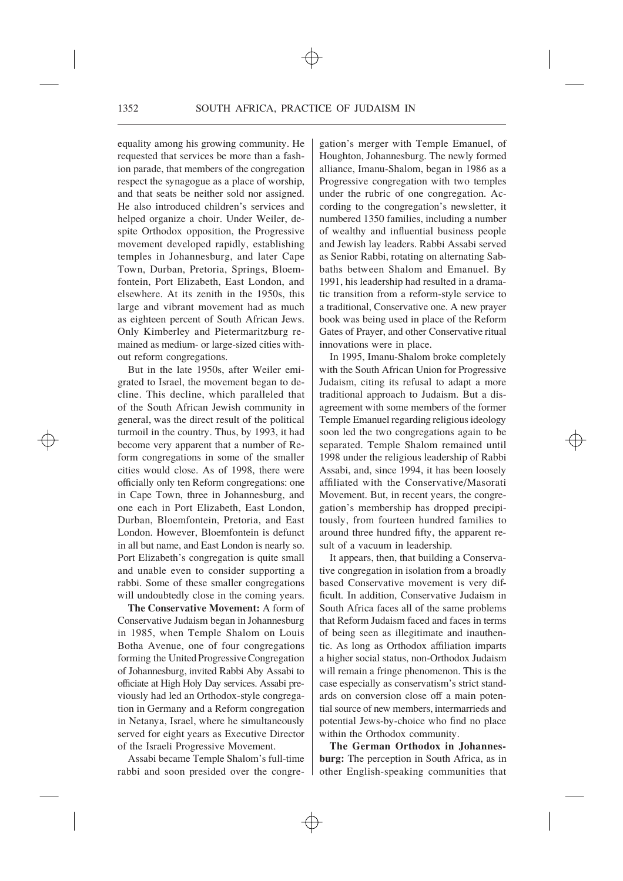equality among his growing community. He requested that services be more than a fashion parade, that members of the congregation respect the synagogue as a place of worship, and that seats be neither sold nor assigned. He also introduced children's services and helped organize a choir. Under Weiler, despite Orthodox opposition, the Progressive movement developed rapidly, establishing temples in Johannesburg, and later Cape Town, Durban, Pretoria, Springs, Bloemfontein, Port Elizabeth, East London, and elsewhere. At its zenith in the 1950s, this large and vibrant movement had as much as eighteen percent of South African Jews. Only Kimberley and Pietermaritzburg remained as medium- or large-sized cities without reform congregations.

But in the late 1950s, after Weiler emigrated to Israel, the movement began to decline. This decline, which paralleled that of the South African Jewish community in general, was the direct result of the political turmoil in the country. Thus, by 1993, it had become very apparent that a number of Reform congregations in some of the smaller cities would close. As of 1998, there were officially only ten Reform congregations: one in Cape Town, three in Johannesburg, and one each in Port Elizabeth, East London, Durban, Bloemfontein, Pretoria, and East London. However, Bloemfontein is defunct in all but name, and East London is nearly so. Port Elizabeth's congregation is quite small and unable even to consider supporting a rabbi. Some of these smaller congregations will undoubtedly close in the coming years.

**The Conservative Movement:** A form of Conservative Judaism began in Johannesburg in 1985, when Temple Shalom on Louis Botha Avenue, one of four congregations forming the United Progressive Congregation of Johannesburg, invited Rabbi Aby Assabi to officiate at High Holy Day services. Assabi previously had led an Orthodox-style congregation in Germany and a Reform congregation in Netanya, Israel, where he simultaneously served for eight years as Executive Director of the Israeli Progressive Movement.

Assabi became Temple Shalom's full-time rabbi and soon presided over the congregation's merger with Temple Emanuel, of Houghton, Johannesburg. The newly formed alliance, Imanu-Shalom, began in 1986 as a Progressive congregation with two temples under the rubric of one congregation. According to the congregation's newsletter, it numbered 1350 families, including a number of wealthy and influential business people and Jewish lay leaders. Rabbi Assabi served as Senior Rabbi, rotating on alternating Sabbaths between Shalom and Emanuel. By 1991, his leadership had resulted in a dramatic transition from a reform-style service to a traditional, Conservative one. A new prayer book was being used in place of the Reform Gates of Prayer, and other Conservative ritual innovations were in place.

In 1995, Imanu-Shalom broke completely with the South African Union for Progressive Judaism, citing its refusal to adapt a more traditional approach to Judaism. But a disagreement with some members of the former Temple Emanuel regarding religious ideology soon led the two congregations again to be separated. Temple Shalom remained until 1998 under the religious leadership of Rabbi Assabi, and, since 1994, it has been loosely affiliated with the Conservative/Masorati Movement. But, in recent years, the congregation's membership has dropped precipitously, from fourteen hundred families to around three hundred fifty, the apparent result of a vacuum in leadership.

It appears, then, that building a Conservative congregation in isolation from a broadly based Conservative movement is very difficult. In addition, Conservative Judaism in South Africa faces all of the same problems that Reform Judaism faced and faces in terms of being seen as illegitimate and inauthentic. As long as Orthodox affiliation imparts a higher social status, non-Orthodox Judaism will remain a fringe phenomenon. This is the case especially as conservatism's strict standards on conversion close off a main potential source of new members, intermarrieds and potential Jews-by-choice who find no place within the Orthodox community.

**The German Orthodox in Johannesburg:** The perception in South Africa, as in other English-speaking communities that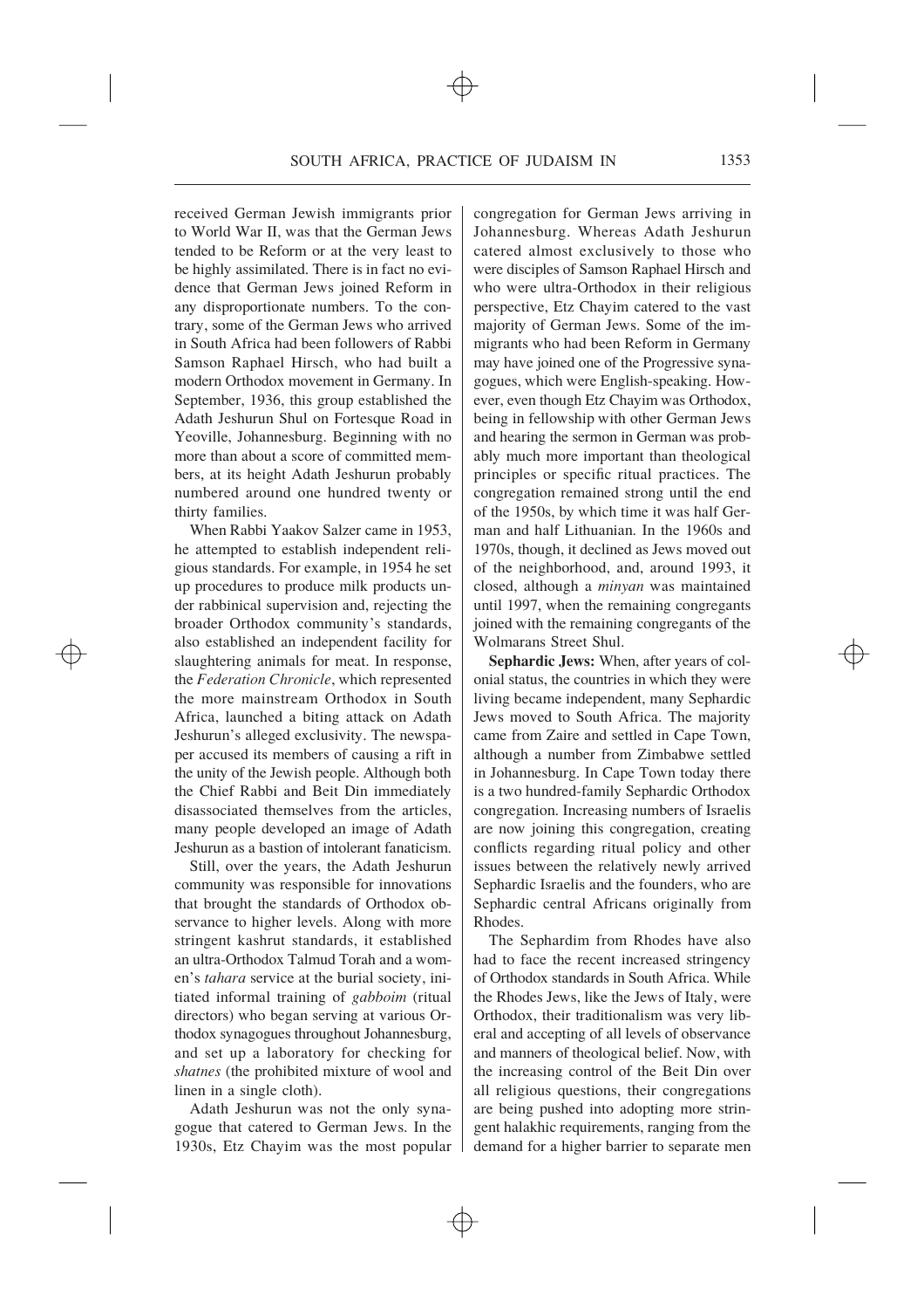received German Jewish immigrants prior to World War II, was that the German Jews tended to be Reform or at the very least to be highly assimilated. There is in fact no evidence that German Jews joined Reform in any disproportionate numbers. To the contrary, some of the German Jews who arrived in South Africa had been followers of Rabbi Samson Raphael Hirsch, who had built a modern Orthodox movement in Germany. In September, 1936, this group established the Adath Jeshurun Shul on Fortesque Road in Yeoville, Johannesburg. Beginning with no more than about a score of committed members, at its height Adath Jeshurun probably numbered around one hundred twenty or thirty families.

When Rabbi Yaakov Salzer came in 1953, he attempted to establish independent religious standards. For example, in 1954 he set up procedures to produce milk products under rabbinical supervision and, rejecting the broader Orthodox community's standards, also established an independent facility for slaughtering animals for meat. In response, the *Federation Chronicle*, which represented the more mainstream Orthodox in South Africa, launched a biting attack on Adath Jeshurun's alleged exclusivity. The newspaper accused its members of causing a rift in the unity of the Jewish people. Although both the Chief Rabbi and Beit Din immediately disassociated themselves from the articles, many people developed an image of Adath Jeshurun as a bastion of intolerant fanaticism.

Still, over the years, the Adath Jeshurun community was responsible for innovations that brought the standards of Orthodox observance to higher levels. Along with more stringent kashrut standards, it established an ultra-Orthodox Talmud Torah and a women's *tahara* service at the burial society, initiated informal training of *gabboim* (ritual directors) who began serving at various Orthodox synagogues throughout Johannesburg, and set up a laboratory for checking for *shatnes* (the prohibited mixture of wool and linen in a single cloth).

Adath Jeshurun was not the only synagogue that catered to German Jews. In the 1930s, Etz Chayim was the most popular congregation for German Jews arriving in Johannesburg. Whereas Adath Jeshurun catered almost exclusively to those who were disciples of Samson Raphael Hirsch and who were ultra-Orthodox in their religious perspective, Etz Chayim catered to the vast majority of German Jews. Some of the immigrants who had been Reform in Germany may have joined one of the Progressive synagogues, which were English-speaking. However, even though Etz Chayim was Orthodox, being in fellowship with other German Jews and hearing the sermon in German was probably much more important than theological principles or specific ritual practices. The congregation remained strong until the end of the 1950s, by which time it was half German and half Lithuanian. In the 1960s and 1970s, though, it declined as Jews moved out of the neighborhood, and, around 1993, it closed, although a *minyan* was maintained until 1997, when the remaining congregants joined with the remaining congregants of the Wolmarans Street Shul.

**Sephardic Jews:** When, after years of colonial status, the countries in which they were living became independent, many Sephardic Jews moved to South Africa. The majority came from Zaire and settled in Cape Town, although a number from Zimbabwe settled in Johannesburg. In Cape Town today there is a two hundred-family Sephardic Orthodox congregation. Increasing numbers of Israelis are now joining this congregation, creating conflicts regarding ritual policy and other issues between the relatively newly arrived Sephardic Israelis and the founders, who are Sephardic central Africans originally from Rhodes.

The Sephardim from Rhodes have also had to face the recent increased stringency of Orthodox standards in South Africa. While the Rhodes Jews, like the Jews of Italy, were Orthodox, their traditionalism was very liberal and accepting of all levels of observance and manners of theological belief. Now, with the increasing control of the Beit Din over all religious questions, their congregations are being pushed into adopting more stringent halakhic requirements, ranging from the demand for a higher barrier to separate men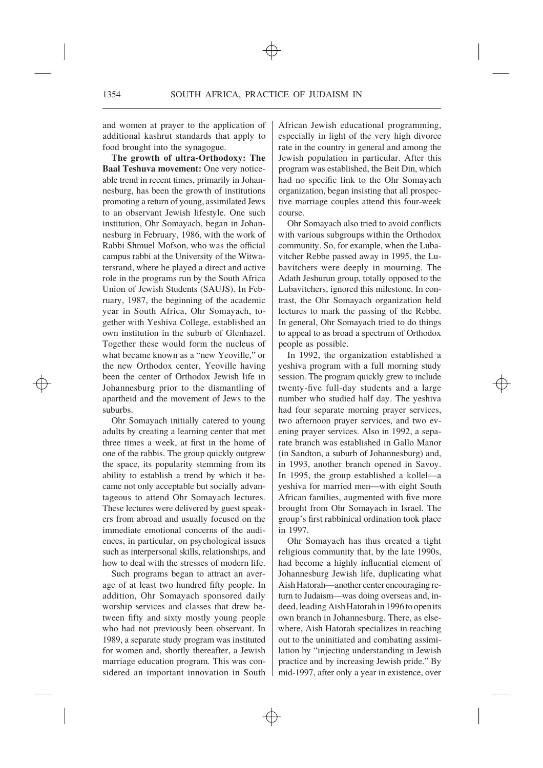and women at prayer to the application of additional kashrut standards that apply to food brought into the synagogue.

**The growth of ultra-Orthodoxy: The Baal Teshuva movement:** One very noticeable trend in recent times, primarily in Johannesburg, has been the growth of institutions promoting a return of young, assimilated Jews to an observant Jewish lifestyle. One such institution, Ohr Somayach, began in Johannesburg in February, 1986, with the work of Rabbi Shmuel Mofson, who was the official campus rabbi at the University of the Witwatersrand, where he played a direct and active role in the programs run by the South Africa Union of Jewish Students (SAUJS). In February, 1987, the beginning of the academic year in South Africa, Ohr Somayach, together with Yeshiva College, established an own institution in the suburb of Glenhazel. Together these would form the nucleus of what became known as a "new Yeoville," or the new Orthodox center, Yeoville having been the center of Orthodox Jewish life in Johannesburg prior to the dismantling of apartheid and the movement of Jews to the suburbs.

Ohr Somayach initially catered to young adults by creating a learning center that met three times a week, at first in the home of one of the rabbis. The group quickly outgrew the space, its popularity stemming from its ability to establish a trend by which it became not only acceptable but socially advantageous to attend Ohr Somayach lectures. These lectures were delivered by guest speakers from abroad and usually focused on the immediate emotional concerns of the audiences, in particular, on psychological issues such as interpersonal skills, relationships, and how to deal with the stresses of modern life.

Such programs began to attract an average of at least two hundred fifty people. In addition, Ohr Somayach sponsored daily worship services and classes that drew between fifty and sixty mostly young people who had not previously been observant. In 1989, a separate study program was instituted for women and, shortly thereafter, a Jewish marriage education program. This was considered an important innovation in South African Jewish educational programming, especially in light of the very high divorce rate in the country in general and among the Jewish population in particular. After this program was established, the Beit Din, which had no specific link to the Ohr Somayach organization, began insisting that all prospective marriage couples attend this four-week course.

Ohr Somayach also tried to avoid conflicts with various subgroups within the Orthodox community. So, for example, when the Lubavitcher Rebbe passed away in 1995, the Lubavitchers were deeply in mourning. The Adath Jeshurun group, totally opposed to the Lubavitchers, ignored this milestone. In contrast, the Ohr Somayach organization held lectures to mark the passing of the Rebbe. In general, Ohr Somayach tried to do things to appeal to as broad a spectrum of Orthodox people as possible.

In 1992, the organization established a yeshiva program with a full morning study session. The program quickly grew to include twenty-five full-day students and a large number who studied half day. The yeshiva had four separate morning prayer services, two afternoon prayer services, and two evening prayer services. Also in 1992, a separate branch was established in Gallo Manor (in Sandton, a suburb of Johannesburg) and, in 1993, another branch opened in Savoy. In 1995, the group established a kollel—a yeshiva for married men—with eight South African families, augmented with five more brought from Ohr Somayach in Israel. The group's first rabbinical ordination took place in 1997.

Ohr Somayach has thus created a tight religious community that, by the late 1990s, had become a highly influential element of Johannesburg Jewish life, duplicating what Aish Hatorah—another center encouraging return to Judaism—was doing overseas and, indeed, leading Aish Hatorah in 1996 to open its own branch in Johannesburg. There, as elsewhere, Aish Hatorah specializes in reaching out to the uninitiated and combating assimilation by "injecting understanding in Jewish practice and by increasing Jewish pride." By mid-1997, after only a year in existence, over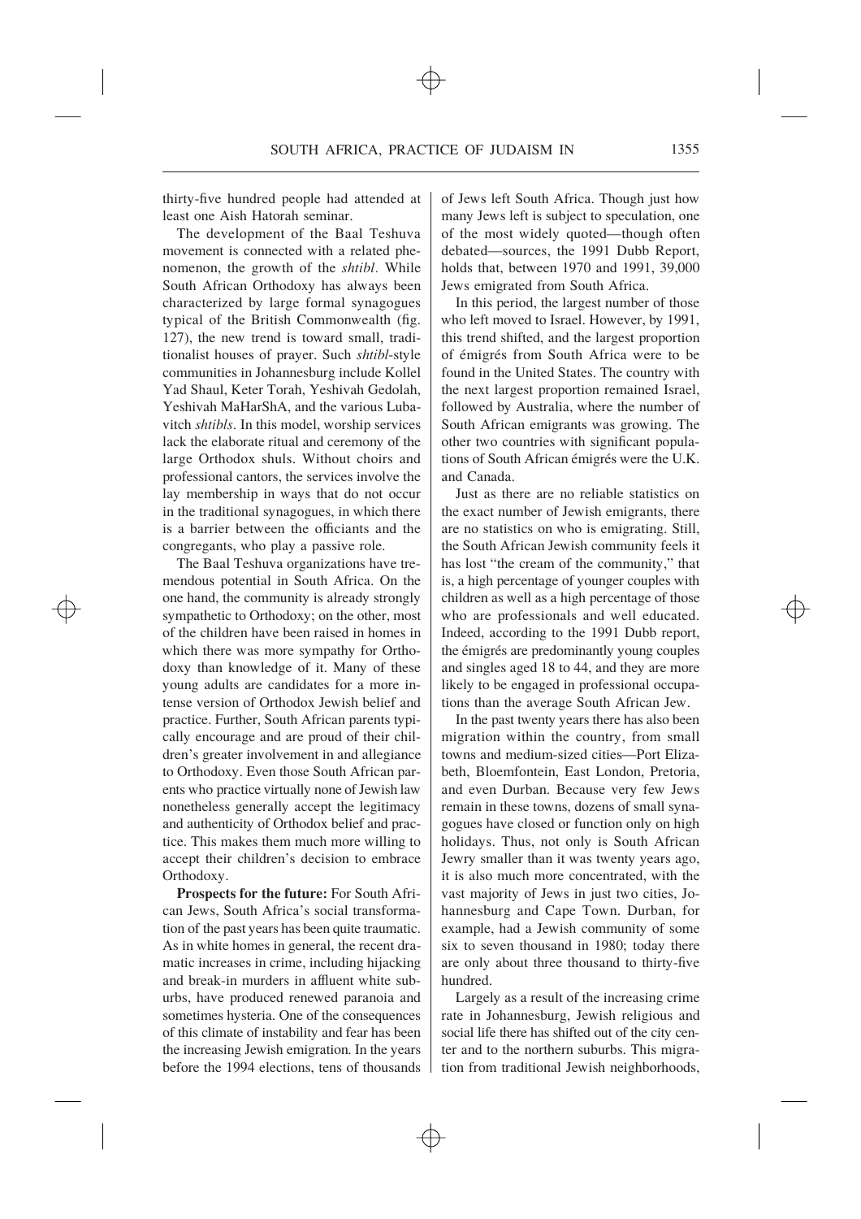thirty-five hundred people had attended at least one Aish Hatorah seminar.

The development of the Baal Teshuva movement is connected with a related phenomenon, the growth of the *shtibl.* While South African Orthodoxy has always been characterized by large formal synagogues typical of the British Commonwealth (fig. 127), the new trend is toward small, traditionalist houses of prayer. Such *shtibl*-style communities in Johannesburg include Kollel Yad Shaul, Keter Torah, Yeshivah Gedolah, Yeshivah MaHarShA, and the various Lubavitch *shtibls*. In this model, worship services lack the elaborate ritual and ceremony of the large Orthodox shuls. Without choirs and professional cantors, the services involve the lay membership in ways that do not occur in the traditional synagogues, in which there is a barrier between the officiants and the congregants, who play a passive role.

The Baal Teshuva organizations have tremendous potential in South Africa. On the one hand, the community is already strongly sympathetic to Orthodoxy; on the other, most of the children have been raised in homes in which there was more sympathy for Orthodoxy than knowledge of it. Many of these young adults are candidates for a more intense version of Orthodox Jewish belief and practice. Further, South African parents typically encourage and are proud of their children's greater involvement in and allegiance to Orthodoxy. Even those South African parents who practice virtually none of Jewish law nonetheless generally accept the legitimacy and authenticity of Orthodox belief and practice. This makes them much more willing to accept their children's decision to embrace Orthodoxy.

**Prospects for the future:** For South African Jews, South Africa's social transformation of the past years has been quite traumatic. As in white homes in general, the recent dramatic increases in crime, including hijacking and break-in murders in affluent white suburbs, have produced renewed paranoia and sometimes hysteria. One of the consequences of this climate of instability and fear has been the increasing Jewish emigration. In the years before the 1994 elections, tens of thousands of Jews left South Africa. Though just how many Jews left is subject to speculation, one of the most widely quoted—though often debated—sources, the 1991 Dubb Report, holds that, between 1970 and 1991, 39,000 Jews emigrated from South Africa.

In this period, the largest number of those who left moved to Israel. However, by 1991, this trend shifted, and the largest proportion of émigrés from South Africa were to be found in the United States. The country with the next largest proportion remained Israel, followed by Australia, where the number of South African emigrants was growing. The other two countries with significant populations of South African émigrés were the U.K. and Canada.

Just as there are no reliable statistics on the exact number of Jewish emigrants, there are no statistics on who is emigrating. Still, the South African Jewish community feels it has lost "the cream of the community," that is, a high percentage of younger couples with children as well as a high percentage of those who are professionals and well educated. Indeed, according to the 1991 Dubb report, the émigrés are predominantly young couples and singles aged 18 to 44, and they are more likely to be engaged in professional occupations than the average South African Jew.

In the past twenty years there has also been migration within the country, from small towns and medium-sized cities—Port Elizabeth, Bloemfontein, East London, Pretoria, and even Durban. Because very few Jews remain in these towns, dozens of small synagogues have closed or function only on high holidays. Thus, not only is South African Jewry smaller than it was twenty years ago, it is also much more concentrated, with the vast majority of Jews in just two cities, Johannesburg and Cape Town. Durban, for example, had a Jewish community of some six to seven thousand in 1980; today there are only about three thousand to thirty-five hundred.

Largely as a result of the increasing crime rate in Johannesburg, Jewish religious and social life there has shifted out of the city center and to the northern suburbs. This migration from traditional Jewish neighborhoods,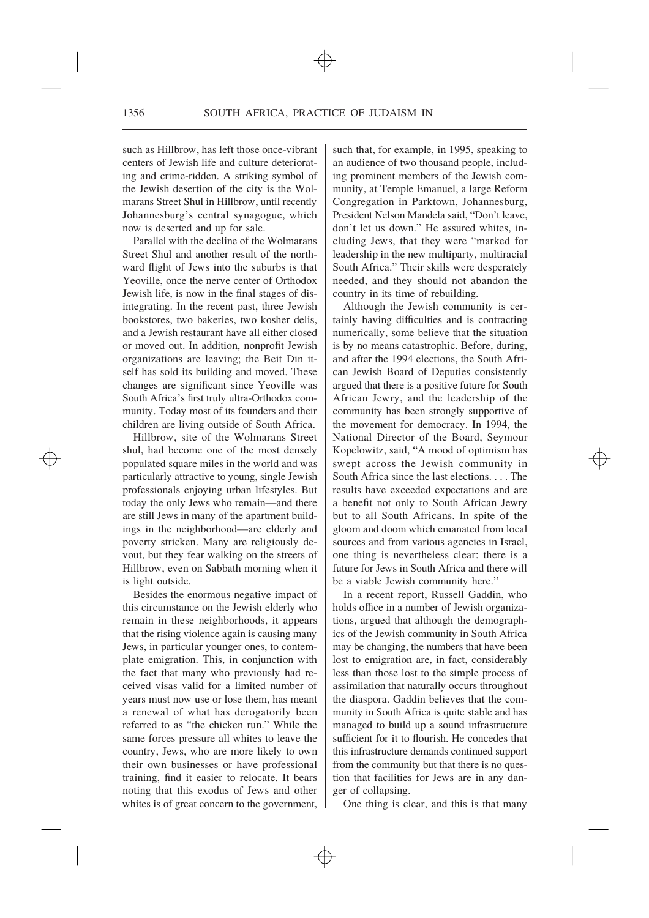such as Hillbrow, has left those once-vibrant centers of Jewish life and culture deteriorating and crime-ridden. A striking symbol of the Jewish desertion of the city is the Wolmarans Street Shul in Hillbrow, until recently Johannesburg's central synagogue, which now is deserted and up for sale.

Parallel with the decline of the Wolmarans Street Shul and another result of the northward flight of Jews into the suburbs is that Yeoville, once the nerve center of Orthodox Jewish life, is now in the final stages of disintegrating. In the recent past, three Jewish bookstores, two bakeries, two kosher delis, and a Jewish restaurant have all either closed or moved out. In addition, nonprofit Jewish organizations are leaving; the Beit Din itself has sold its building and moved. These changes are significant since Yeoville was South Africa's first truly ultra-Orthodox community. Today most of its founders and their children are living outside of South Africa.

Hillbrow, site of the Wolmarans Street shul, had become one of the most densely populated square miles in the world and was particularly attractive to young, single Jewish professionals enjoying urban lifestyles. But today the only Jews who remain—and there are still Jews in many of the apartment buildings in the neighborhood—are elderly and poverty stricken. Many are religiously devout, but they fear walking on the streets of Hillbrow, even on Sabbath morning when it is light outside.

Besides the enormous negative impact of this circumstance on the Jewish elderly who remain in these neighborhoods, it appears that the rising violence again is causing many Jews, in particular younger ones, to contemplate emigration. This, in conjunction with the fact that many who previously had received visas valid for a limited number of years must now use or lose them, has meant a renewal of what has derogatorily been referred to as "the chicken run." While the same forces pressure all whites to leave the country, Jews, who are more likely to own their own businesses or have professional training, find it easier to relocate. It bears noting that this exodus of Jews and other whites is of great concern to the government, such that, for example, in 1995, speaking to an audience of two thousand people, including prominent members of the Jewish community, at Temple Emanuel, a large Reform Congregation in Parktown, Johannesburg, President Nelson Mandela said, "Don't leave, don't let us down." He assured whites, including Jews, that they were "marked for leadership in the new multiparty, multiracial South Africa." Their skills were desperately needed, and they should not abandon the country in its time of rebuilding.

Although the Jewish community is certainly having difficulties and is contracting numerically, some believe that the situation is by no means catastrophic. Before, during, and after the 1994 elections, the South African Jewish Board of Deputies consistently argued that there is a positive future for South African Jewry, and the leadership of the community has been strongly supportive of the movement for democracy. In 1994, the National Director of the Board, Seymour Kopelowitz, said, "A mood of optimism has swept across the Jewish community in South Africa since the last elections. . . . The results have exceeded expectations and are a benefit not only to South African Jewry but to all South Africans. In spite of the gloom and doom which emanated from local sources and from various agencies in Israel, one thing is nevertheless clear: there is a future for Jews in South Africa and there will be a viable Jewish community here."

In a recent report, Russell Gaddin, who holds office in a number of Jewish organizations, argued that although the demographics of the Jewish community in South Africa may be changing, the numbers that have been lost to emigration are, in fact, considerably less than those lost to the simple process of assimilation that naturally occurs throughout the diaspora. Gaddin believes that the community in South Africa is quite stable and has managed to build up a sound infrastructure sufficient for it to flourish. He concedes that this infrastructure demands continued support from the community but that there is no question that facilities for Jews are in any danger of collapsing.

One thing is clear, and this is that many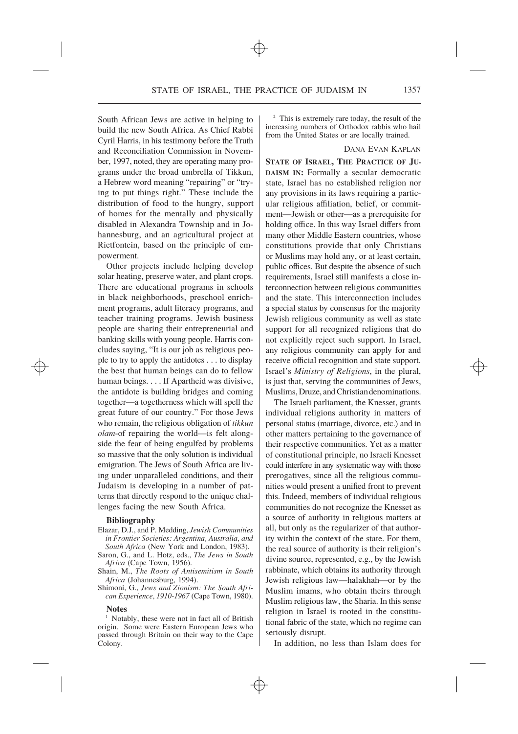South African Jews are active in helping to build the new South Africa. As Chief Rabbi Cyril Harris, in his testimony before the Truth and Reconciliation Commission in November, 1997, noted, they are operating many programs under the broad umbrella of Tikkun, a Hebrew word meaning "repairing" or "trying to put things right." These include the distribution of food to the hungry, support of homes for the mentally and physically disabled in Alexandra Township and in Johannesburg, and an agricultural project at Rietfontein, based on the principle of empowerment.

Other projects include helping develop solar heating, preserve water, and plant crops. There are educational programs in schools in black neighborhoods, preschool enrichment programs, adult literacy programs, and teacher training programs. Jewish business people are sharing their entrepreneurial and banking skills with young people. Harris concludes saying, "It is our job as religious people to try to apply the antidotes . . . to display the best that human beings can do to fellow human beings. . . . If Apartheid was divisive, the antidote is building bridges and coming together—a togetherness which will spell the great future of our country." For those Jews who remain, the religious obligation of *tikkun olam*-of repairing the world—is felt alongside the fear of being engulfed by problems so massive that the only solution is individual emigration. The Jews of South Africa are living under unparalleled conditions, and their Judaism is developing in a number of patterns that directly respond to the unique challenges facing the new South Africa.

### Bibliography

Elazar, D.J., and P. Medding, *Jewish Communities in Frontier Societies: Argentina, Australia, and South Africa* (New York and London, 1983).

Saron, G., and L. Hotz, eds., *The Jews in South Africa* (Cape Town, 1956).

Shain, M., *The Roots of Antisemitism in South Africa* (Johannesburg, 1994).

Shimoni, G., *Jews and Zionism: The South African Experience, 1910-1967* (Cape Town, 1980).

### Notes

[1] Notably, these were not in fact all of British origin. Some were Eastern European Jews who passed through Britain on their way to the Cape Colony.

[2] This is extremely rare today, the result of the increasing numbers of Orthodox rabbis who hail from the United States or are locally trained.

DANA EVAN KAPLAN

**STATE OF ISRAEL, THE PRACTICE OF JUDAISM IN:** Formally a secular democratic state, Israel has no established religion nor any provisions in its laws requiring a particular religious affiliation, belief, or commitment—Jewish or other—as a prerequisite for holding office. In this way Israel differs from many other Middle Eastern countries, whose constitutions provide that only Christians or Muslims may hold any, or at least certain, public offices. But despite the absence of such requirements, Israel still manifests a close interconnection between religious communities and the state. This interconnection includes a special status by consensus for the majority Jewish religious community as well as state support for all recognized religions that do not explicitly reject such support. In Israel, any religious community can apply for and receive official recognition and state support. Israel's *Ministry of Religions*, in the plural, is just that, serving the communities of Jews, Muslims, Druze, and Christian denominations.

The Israeli parliament, the Knesset, grants individual religions authority in matters of personal status (marriage, divorce, etc.) and in other matters pertaining to the governance of their respective communities. Yet as a matter of constitutional principle, no Israeli Knesset could interfere in any systematic way with those prerogatives, since all the religious communities would present a unified front to prevent this. Indeed, members of individual religious communities do not recognize the Knesset as a source of authority in religious matters at all, but only as the regularizer of that authority within the context of the state. For them, the real source of authority is their religion's divine source, represented, e.g., by the Jewish rabbinate, which obtains its authority through Jewish religious law—halakhah—or by the Muslim imams, who obtain theirs through Muslim religious law, the Sharia. In this sense religion in Israel is rooted in the constitutional fabric of the state, which no regime can seriously disrupt.

In addition, no less than Islam does for